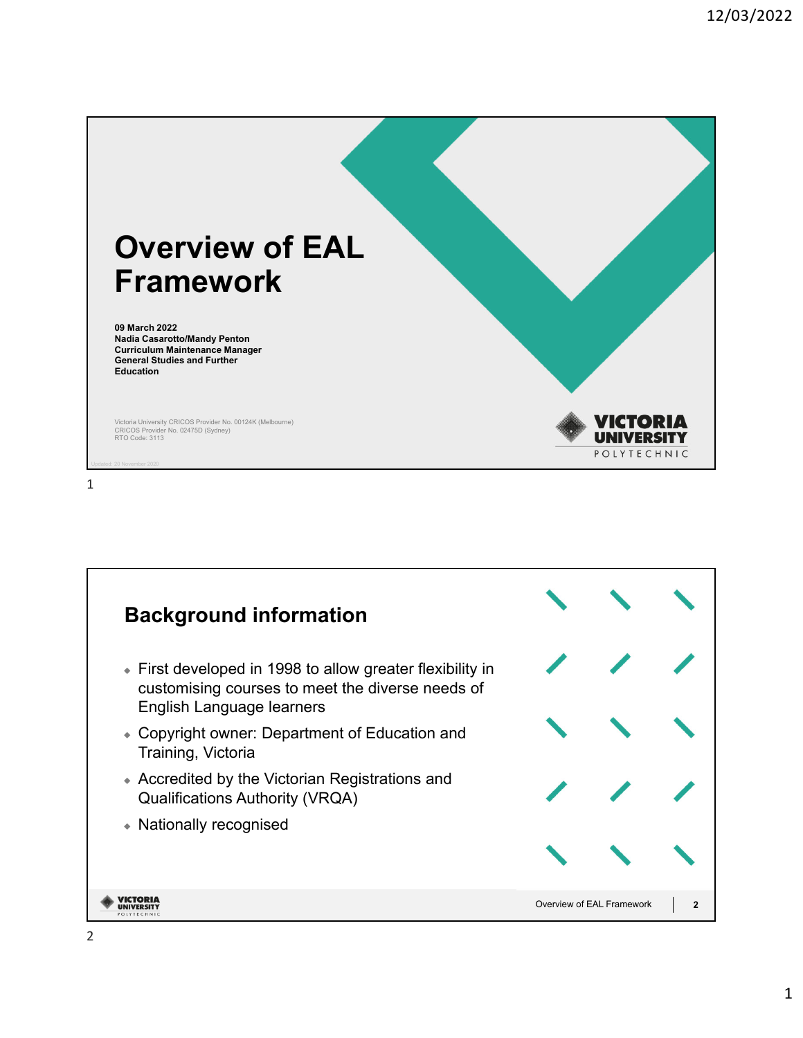# Overview of EAL Framework

**09 March 2022**
**Nadia Casarotto/Mandy Penton**
**Curriculum Maintenance Manager**
**General Studies and Further Education**

Victoria University CRICOS Provider No. 00124K (Melbourne)
CRICOS Provider No. 02475D (Sydney)
RTO Code: 3113

Updated: 20 November 2020

VICTORIA UNIVERSITY POLYTECHNIC

## Background information

- First developed in 1998 to allow greater flexibility in customising courses to meet the diverse needs of English Language learners
- Copyright owner: Department of Education and Training, Victoria
- Accredited by the Victorian Registrations and Qualifications Authority (VRQA)
- Nationally recognised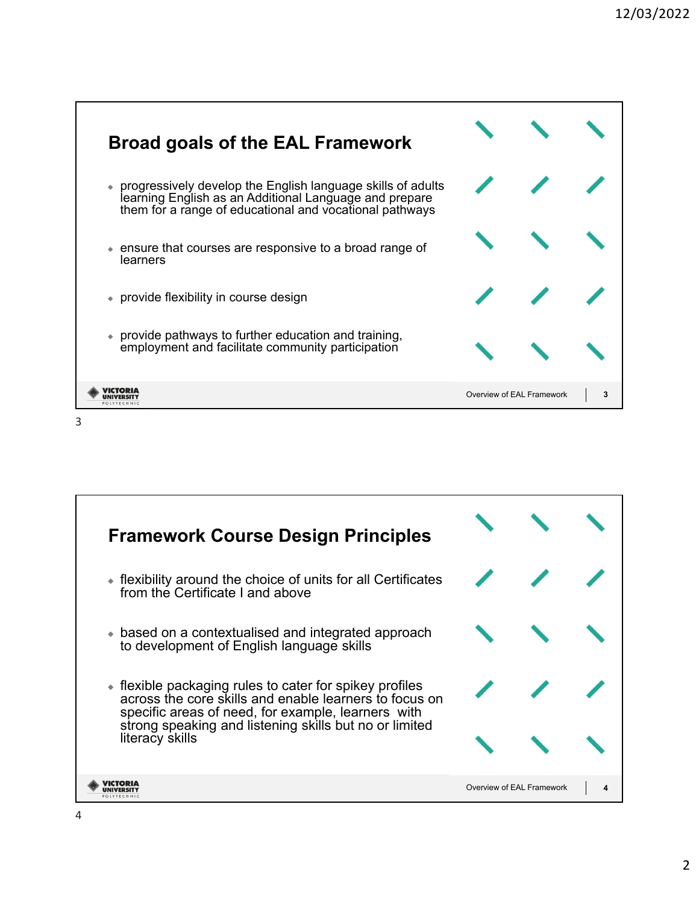## Broad goals of the EAL Framework

- progressively develop the English language skills of adults learning English as an Additional Language and prepare them for a range of educational and vocational pathways
- ensure that courses are responsive to a broad range of learners
- provide flexibility in course design
- provide pathways to further education and training, employment and facilitate community participation

## Framework Course Design Principles

- flexibility around the choice of units for all Certificates from the Certificate I and above
- based on a contextualised and integrated approach to development of English language skills
- flexible packaging rules to cater for spikey profiles across the core skills and enable learners to focus on specific areas of need, for example, learners with strong speaking and listening skills but no or limited literacy skills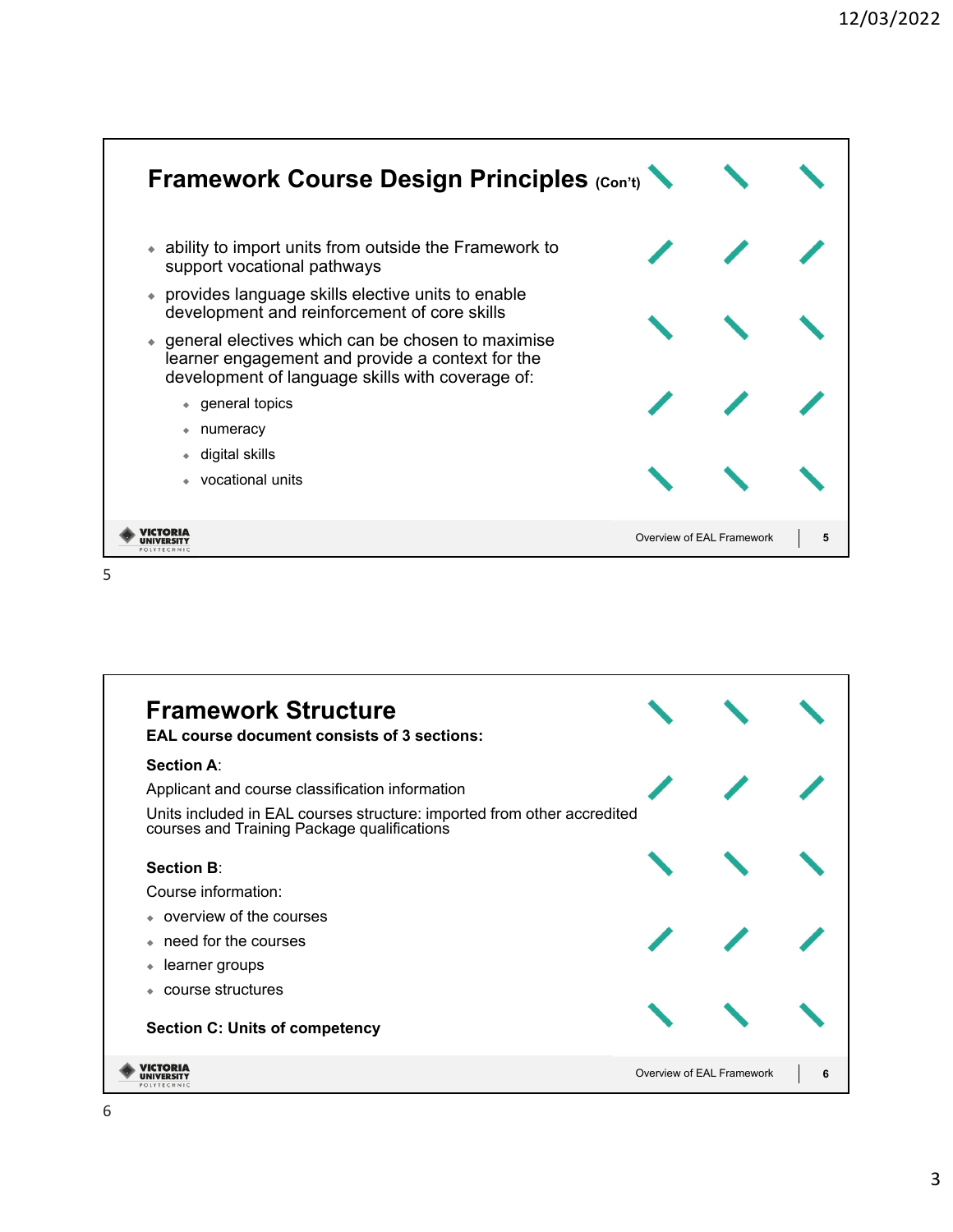## Framework Course Design Principles (Con't)

- ability to import units from outside the Framework to support vocational pathways
- provides language skills elective units to enable development and reinforcement of core skills
- general electives which can be chosen to maximise learner engagement and provide a context for the development of language skills with coverage of:
  - general topics
  - numeracy
  - digital skills
  - vocational units

## Framework Structure

**EAL course document consists of 3 sections:**

**Section A**:

Applicant and course classification information

Units included in EAL courses structure: imported from other accredited courses and Training Package qualifications

**Section B**:

Course information:

- overview of the courses
- need for the courses
- learner groups
- course structures

**Section C: Units of competency**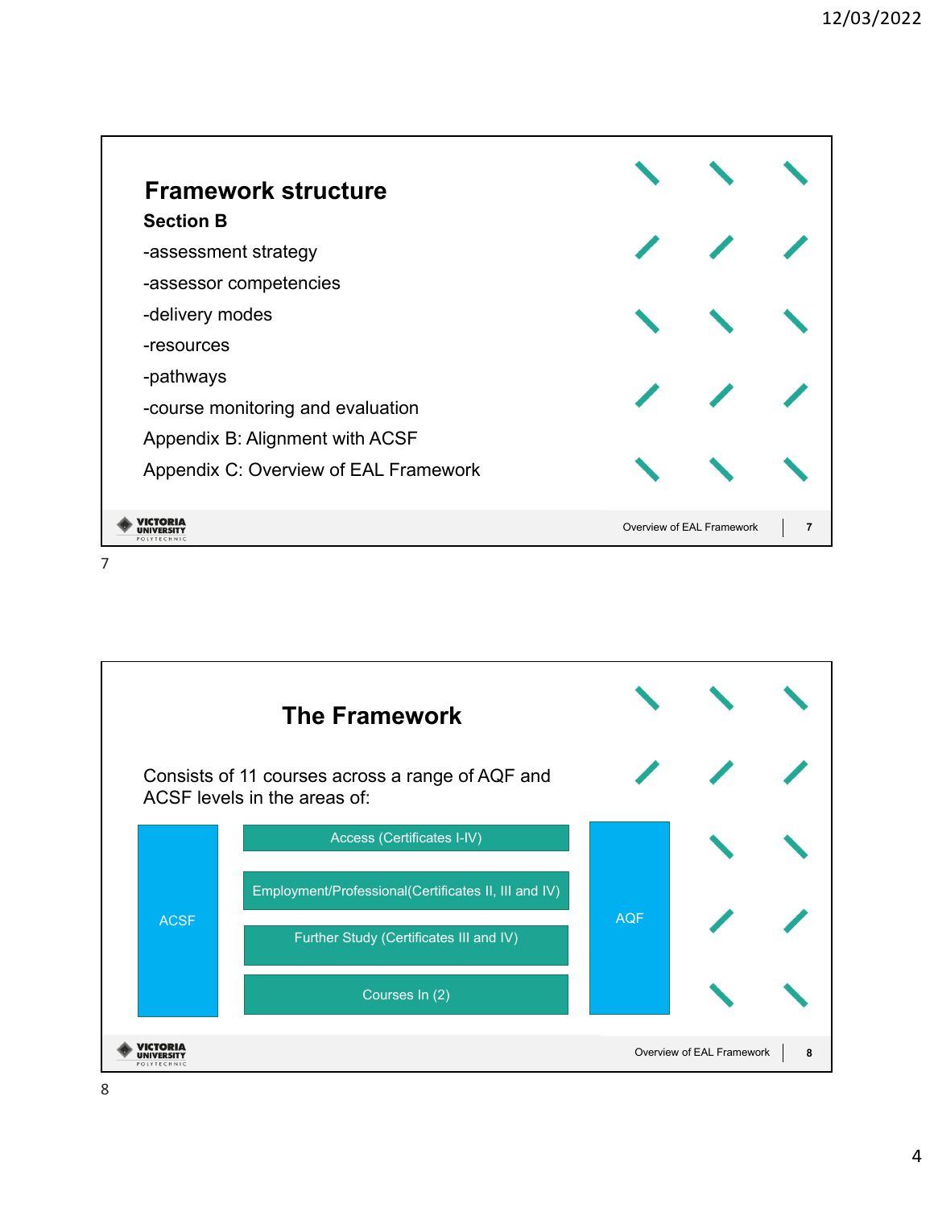## Framework structure

**Section B**

-assessment strategy

-assessor competencies

-delivery modes

-resources

-pathways

-course monitoring and evaluation

Appendix B: Alignment with ACSF

Appendix C: Overview of EAL Framework

## The Framework

Consists of 11 courses across a range of AQF and ACSF levels in the areas of:

ACSF

- Access (Certificates I-IV)
- Employment/Professional(Certificates II, III and IV)
- Further Study (Certificates III and IV)
- Courses In (2)

AQF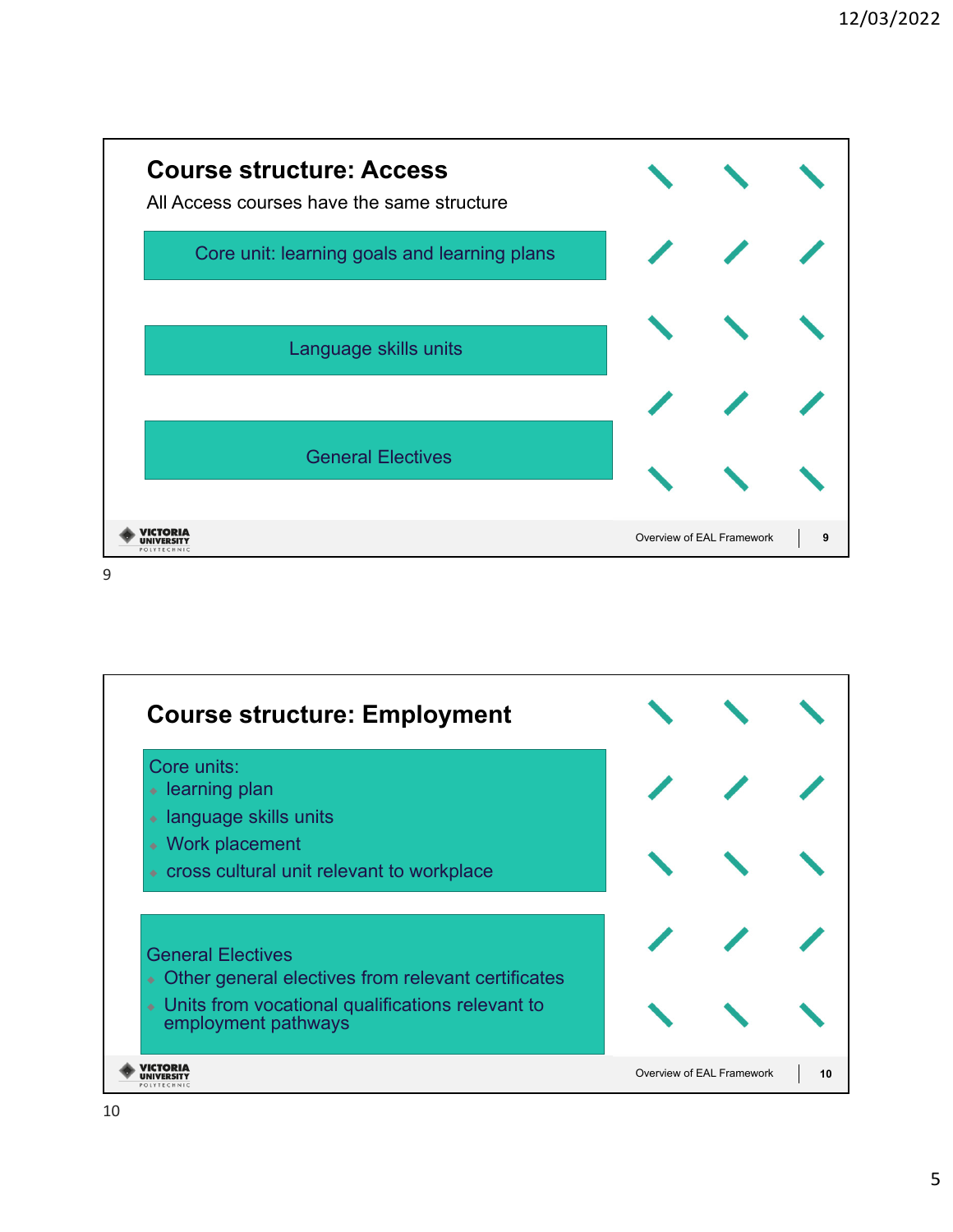## Course structure: Access

All Access courses have the same structure

Core unit: learning goals and learning plans

Language skills units

General Electives

## Course structure: Employment

Core units:

- learning plan
- language skills units
- Work placement
- cross cultural unit relevant to workplace

General Electives

- Other general electives from relevant certificates
- Units from vocational qualifications relevant to employment pathways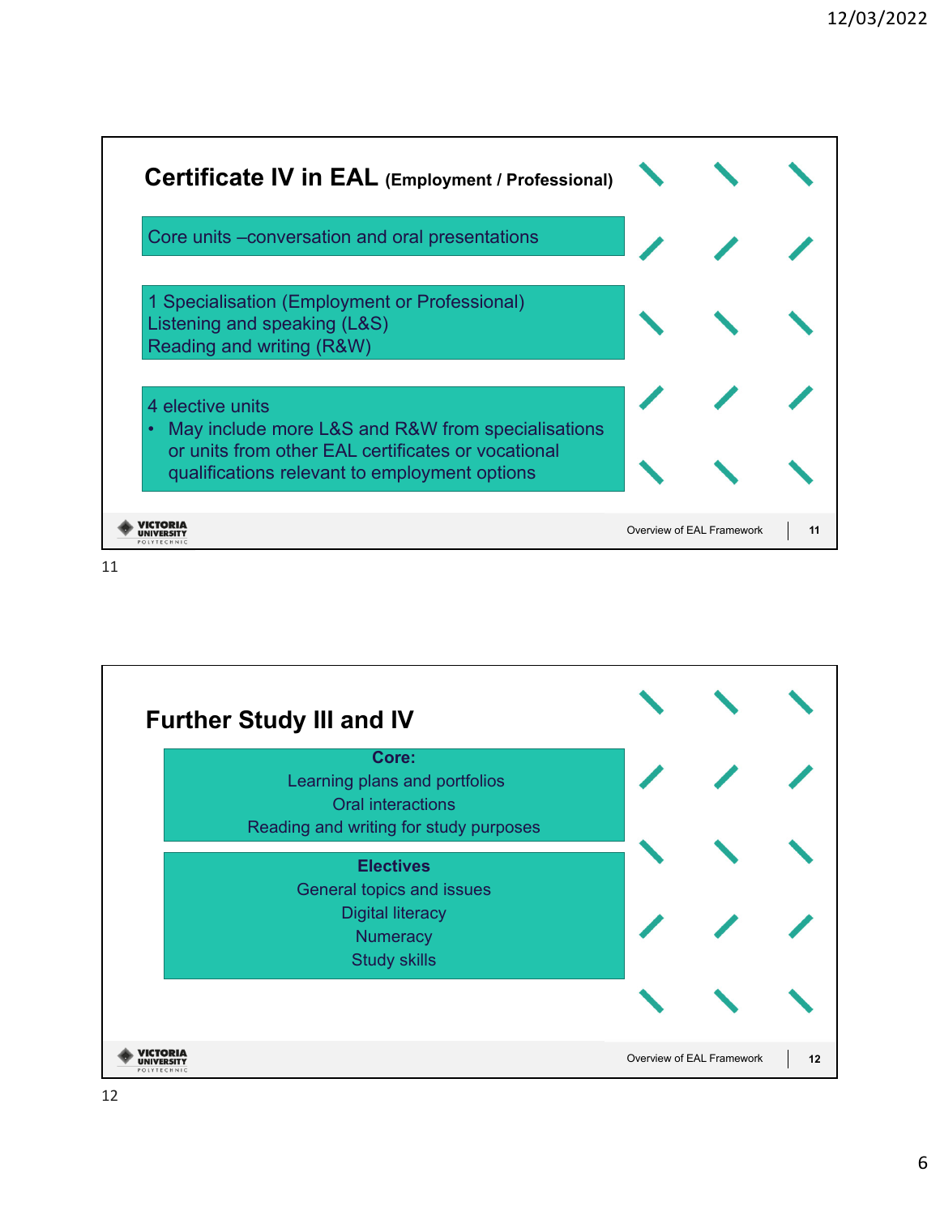## Certificate IV in EAL (Employment / Professional)

Core units –conversation and oral presentations

1 Specialisation (Employment or Professional)
Listening and speaking (L&S)
Reading and writing (R&W)

4 elective units

- May include more L&S and R&W from specialisations or units from other EAL certificates or vocational qualifications relevant to employment options

## Further Study III and IV

**Core:**
Learning plans and portfolios
Oral interactions
Reading and writing for study purposes

**Electives**
General topics and issues
Digital literacy
Numeracy
Study skills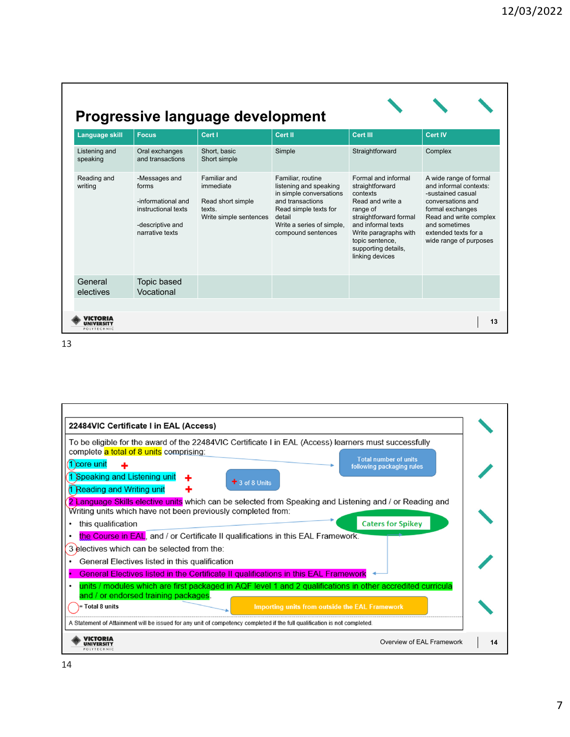## Progressive language development

| Language skill | Focus | Cert I | Cert II | Cert III | Cert IV |
|---|---|---|---|---|---|
| Listening and speaking | Oral exchanges and transactions | Short, basic<br>Short simple | Simple | Straightforward | Complex |
| Reading and writing | -Messages and forms<br><br>-informational and instructional texts<br><br>-descriptive and narrative texts | Familiar and immediate<br><br>Read short simple texts.<br>Write simple sentences | Familiar, routine listening and speaking in simple conversations and transactions<br>Read simple texts for detail<br>Write a series of simple, compound sentences | Formal and informal straightforward contexts<br>Read and write a range of straightforward formal and informal texts<br>Write paragraphs with topic sentence, supporting details, linking devices | A wide range of formal and informal contexts:<br>-sustained casual conversations and formal exchanges<br>Read and write complex and sometimes extended texts for a wide range of purposes |
| General electives | Topic based<br>Vocational | | | | |

13

### 22484VIC Certificate I in EAL (Access)

To be eligible for the award of the 22484VIC Certificate I in EAL (Access) learners must successfully complete a total of 8 units comprising:

- 1 core unit +
- 1 Speaking and Listening unit +
- 1 Reading and Writing unit +

(+ 3 of 8 Units)

(Total number of units following packaging rules)

2 Language Skills elective units which can be selected from Speaking and Listening and / or Reading and Writing units which have not been previously completed from:

- this qualification
- the Course in EAL, and / or Certificate II qualifications in this EAL Framework.

(Caters for Spikey)

3 electives which can be selected from the:

- General Electives listed in this qualification
- General Electives listed in the Certificate II qualifications in this EAL Framework
- units / modules which are first packaged in AQF level 1 and 2 qualifications in other accredited curricula and / or endorsed training packages.

= Total 8 units

(Importing units from outside the EAL Framework)

A Statement of Attainment will be issued for any unit of competency completed if the full qualification is not completed.

Overview of EAL Framework

14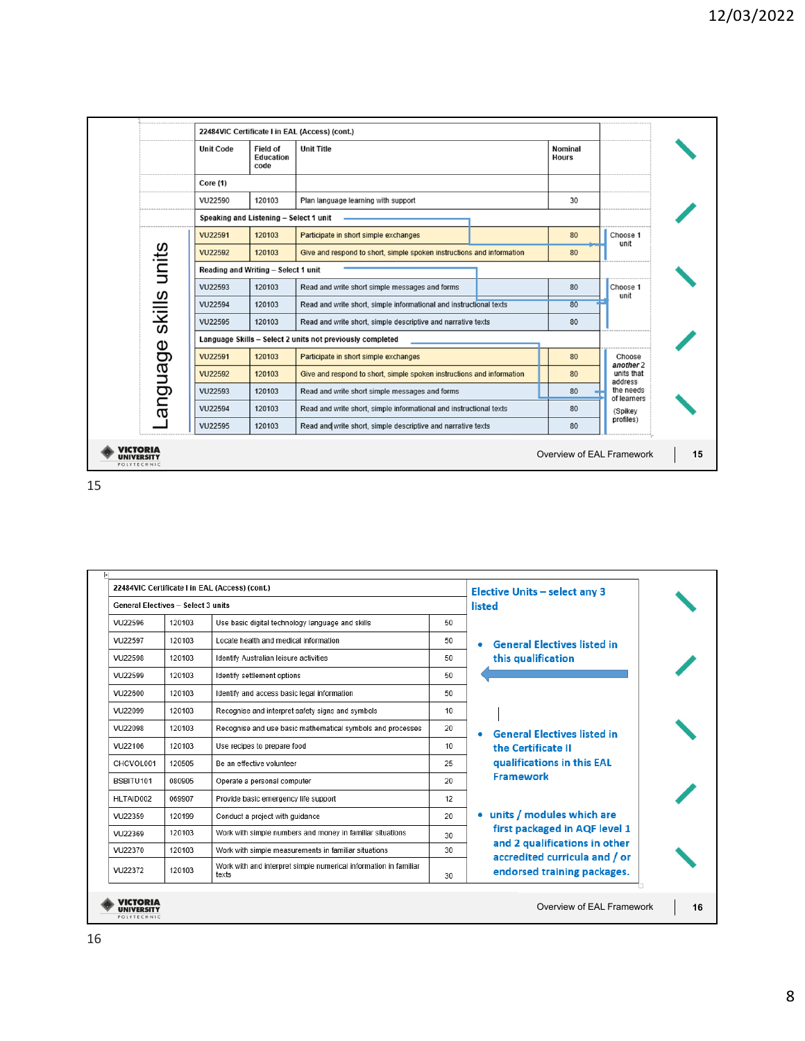| 22484VIC Certificate I in EAL (Access) (cont.) | | | | |
|---|---|---|---|---|
| Unit Code | Field of Education code | Unit Title | Nominal Hours | |
| Core (1) | | | | |
| VU22590 | 120103 | Plan language learning with support | 30 | |
| Speaking and Listening – Select 1 unit | | | | |
| VU22591 | 120103 | Participate in short simple exchanges | 80 | Choose 1 unit |
| VU22592 | 120103 | Give and respond to short, simple spoken instructions and information | 80 | |
| Reading and Writing – Select 1 unit | | | | |
| VU22593 | 120103 | Read and write short simple messages and forms | 80 | Choose 1 unit |
| VU22594 | 120103 | Read and write short, simple informational and instructional texts | 80 | |
| VU22595 | 120103 | Read and write short, simple descriptive and narrative texts | 80 | |
| Language Skills – Select 2 units not previously completed | | | | |
| VU22591 | 120103 | Participate in short simple exchanges | 80 | Choose *another* 2 units that address the needs of learners (Spikey profiles) |
| VU22592 | 120103 | Give and respond to short, simple spoken instructions and information | 80 | |
| VU22593 | 120103 | Read and write short simple messages and forms | 80 | |
| VU22594 | 120103 | Read and write short, simple informational and instructional texts | 80 | |
| VU22595 | 120103 | Read and write short, simple descriptive and narrative texts | 80 | |

Language skills units

Overview of EAL Framework

| 22484VIC Certificate I in EAL (Access) (cont.) | | | |
|---|---|---|---|
| General Electives – Select 3 units | | | |
| VU22596 | 120103 | Use basic digital technology language and skills | 50 |
| VU22597 | 120103 | Locate health and medical information | 50 |
| VU22598 | 120103 | Identify Australian leisure activities | 50 |
| VU22599 | 120103 | Identify settlement options | 50 |
| VU22600 | 120103 | Identify and access basic legal information | 50 |
| VU22099 | 120103 | Recognise and interpret safety signs and symbols | 10 |
| VU22098 | 120103 | Recognise and use basic mathematical symbols and processes | 20 |
| VU22106 | 120103 | Use recipes to prepare food | 10 |
| CHCVOL001 | 120505 | Be an effective volunteer | 25 |
| BSBITU101 | 080905 | Operate a personal computer | 20 |
| HLTAID002 | 069907 | Provide basic emergency life support | 12 |
| VU22359 | 120199 | Conduct a project with guidance | 20 |
| VU22369 | 120103 | Work with simple numbers and money in familiar situations | 30 |
| VU22370 | 120103 | Work with simple measurements in familiar situations | 30 |
| VU22372 | 120103 | Work with and interpret simple numerical information in familiar texts | 30 |

**Elective Units – select any 3 listed**

- General Electives listed in this qualification
- General Electives listed in the Certificate II qualifications in this EAL Framework
- units / modules which are first packaged in AQF level 1 and 2 qualifications in other accredited curricula and / or endorsed training packages.

Overview of EAL Framework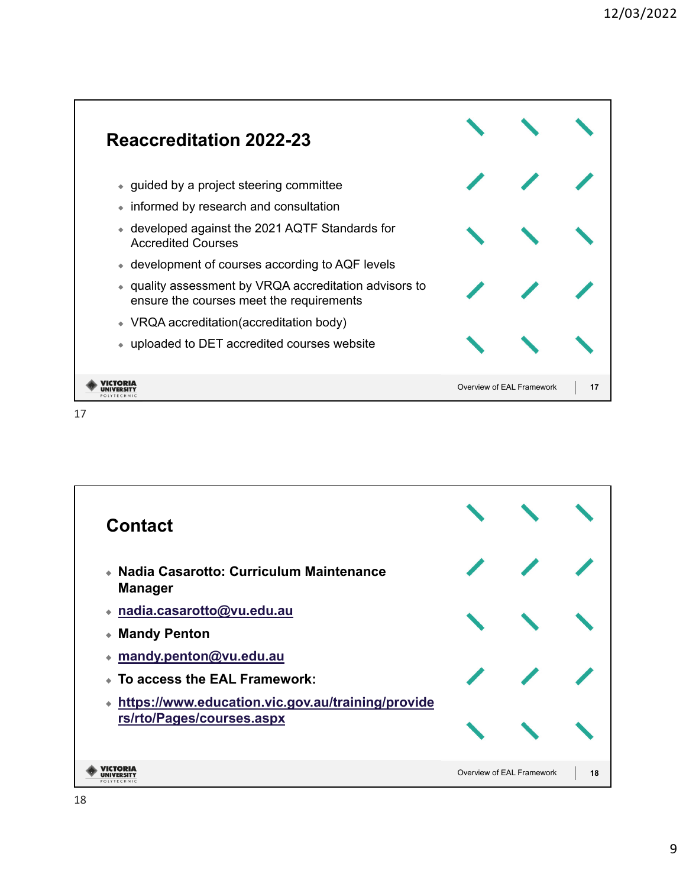## Reaccreditation 2022-23

- guided by a project steering committee
- informed by research and consultation
- developed against the 2021 AQTF Standards for Accredited Courses
- development of courses according to AQF levels
- quality assessment by VRQA accreditation advisors to ensure the courses meet the requirements
- VRQA accreditation(accreditation body)
- uploaded to DET accredited courses website

## Contact

- **Nadia Casarotto: Curriculum Maintenance Manager**
- **nadia.casarotto@vu.edu.au**
- **Mandy Penton**
- **mandy.penton@vu.edu.au**
- **To access the EAL Framework:**
- **https://www.education.vic.gov.au/training/providers/rto/Pages/courses.aspx**